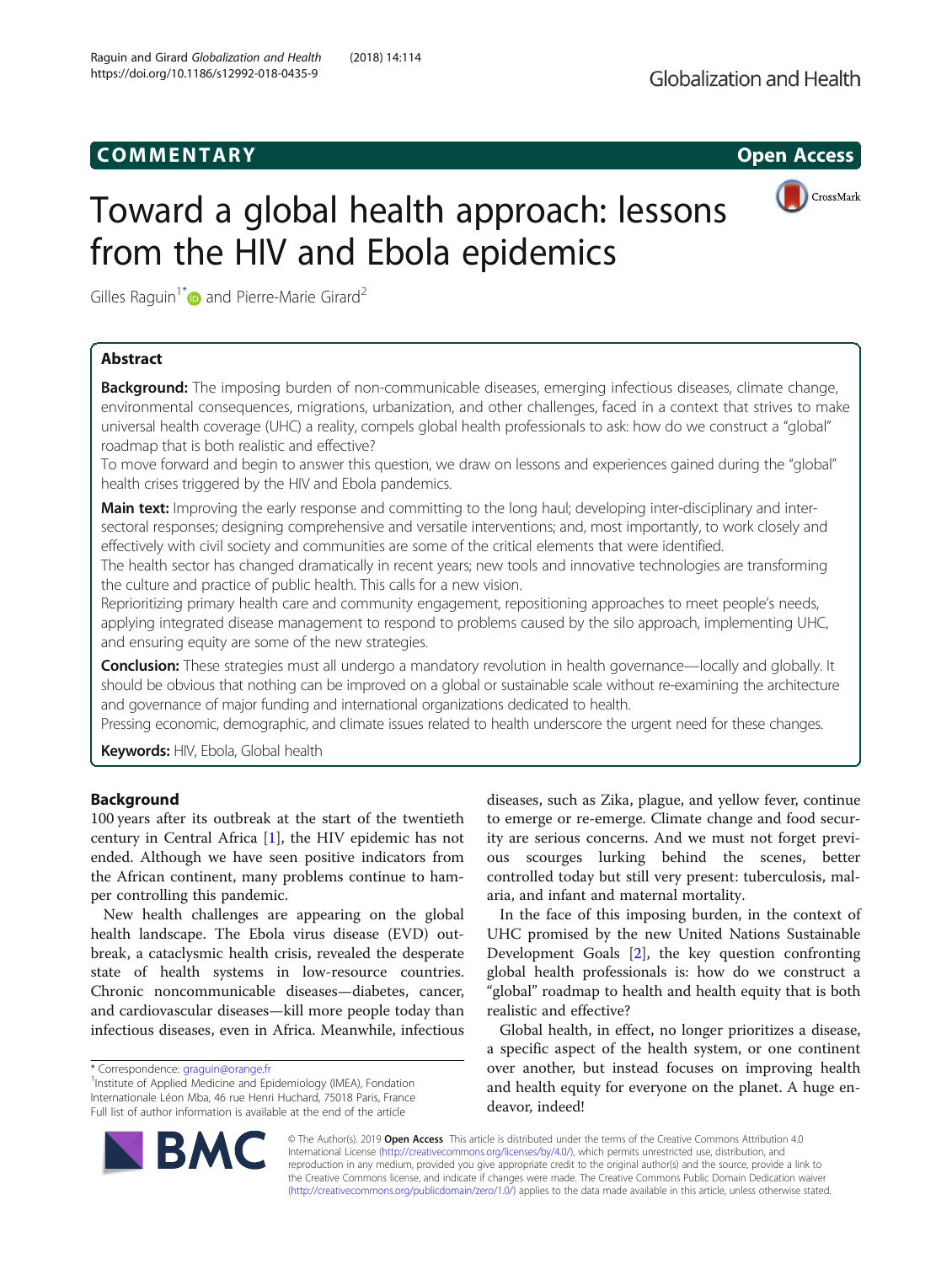COMMENTARY

Open Access

# Toward a global health approach: lessons from the HIV and Ebola epidemics

Gilles Raguin[1*] and Pierre-Marie Girard[2]

## Abstract

**Background:** The imposing burden of non-communicable diseases, emerging infectious diseases, climate change, environmental consequences, migrations, urbanization, and other challenges, faced in a context that strives to make universal health coverage (UHC) a reality, compels global health professionals to ask: how do we construct a "global" roadmap that is both realistic and effective?

To move forward and begin to answer this question, we draw on lessons and experiences gained during the "global" health crises triggered by the HIV and Ebola pandemics.

**Main text:** Improving the early response and committing to the long haul; developing inter-disciplinary and inter-sectoral responses; designing comprehensive and versatile interventions; and, most importantly, to work closely and effectively with civil society and communities are some of the critical elements that were identified.

The health sector has changed dramatically in recent years; new tools and innovative technologies are transforming the culture and practice of public health. This calls for a new vision.

Reprioritizing primary health care and community engagement, repositioning approaches to meet people's needs, applying integrated disease management to respond to problems caused by the silo approach, implementing UHC, and ensuring equity are some of the new strategies.

**Conclusion:** These strategies must all undergo a mandatory revolution in health governance—locally and globally. It should be obvious that nothing can be improved on a global or sustainable scale without re-examining the architecture and governance of major funding and international organizations dedicated to health.

Pressing economic, demographic, and climate issues related to health underscore the urgent need for these changes.

**Keywords:** HIV, Ebola, Global health

## Background

100 years after its outbreak at the start of the twentieth century in Central Africa [1], the HIV epidemic has not ended. Although we have seen positive indicators from the African continent, many problems continue to hamper controlling this pandemic.

New health challenges are appearing on the global health landscape. The Ebola virus disease (EVD) outbreak, a cataclysmic health crisis, revealed the desperate state of health systems in low-resource countries. Chronic noncommunicable diseases—diabetes, cancer, and cardiovascular diseases—kill more people today than infectious diseases, even in Africa. Meanwhile, infectious diseases, such as Zika, plague, and yellow fever, continue to emerge or re-emerge. Climate change and food security are serious concerns. And we must not forget previous scourges lurking behind the scenes, better controlled today but still very present: tuberculosis, malaria, and infant and maternal mortality.

In the face of this imposing burden, in the context of UHC promised by the new United Nations Sustainable Development Goals [2], the key question confronting global health professionals is: how do we construct a "global" roadmap to health and health equity that is both realistic and effective?

Global health, in effect, no longer prioritizes a disease, a specific aspect of the health system, or one continent over another, but instead focuses on improving health and health equity for everyone on the planet. A huge endeavor, indeed!

\* Correspondence: graguin@orange.fr

[1]Institute of Applied Medicine and Epidemiology (IMEA), Fondation Internationale Léon Mba, 46 rue Henri Huchard, 75018 Paris, France

Full list of author information is available at the end of the article

© The Author(s). 2019 **Open Access** This article is distributed under the terms of the Creative Commons Attribution 4.0 International License (http://creativecommons.org/licenses/by/4.0/), which permits unrestricted use, distribution, and reproduction in any medium, provided you give appropriate credit to the original author(s) and the source, provide a link to the Creative Commons license, and indicate if changes were made. The Creative Commons Public Domain Dedication waiver (http://creativecommons.org/publicdomain/zero/1.0/) applies to the data made available in this article, unless otherwise stated.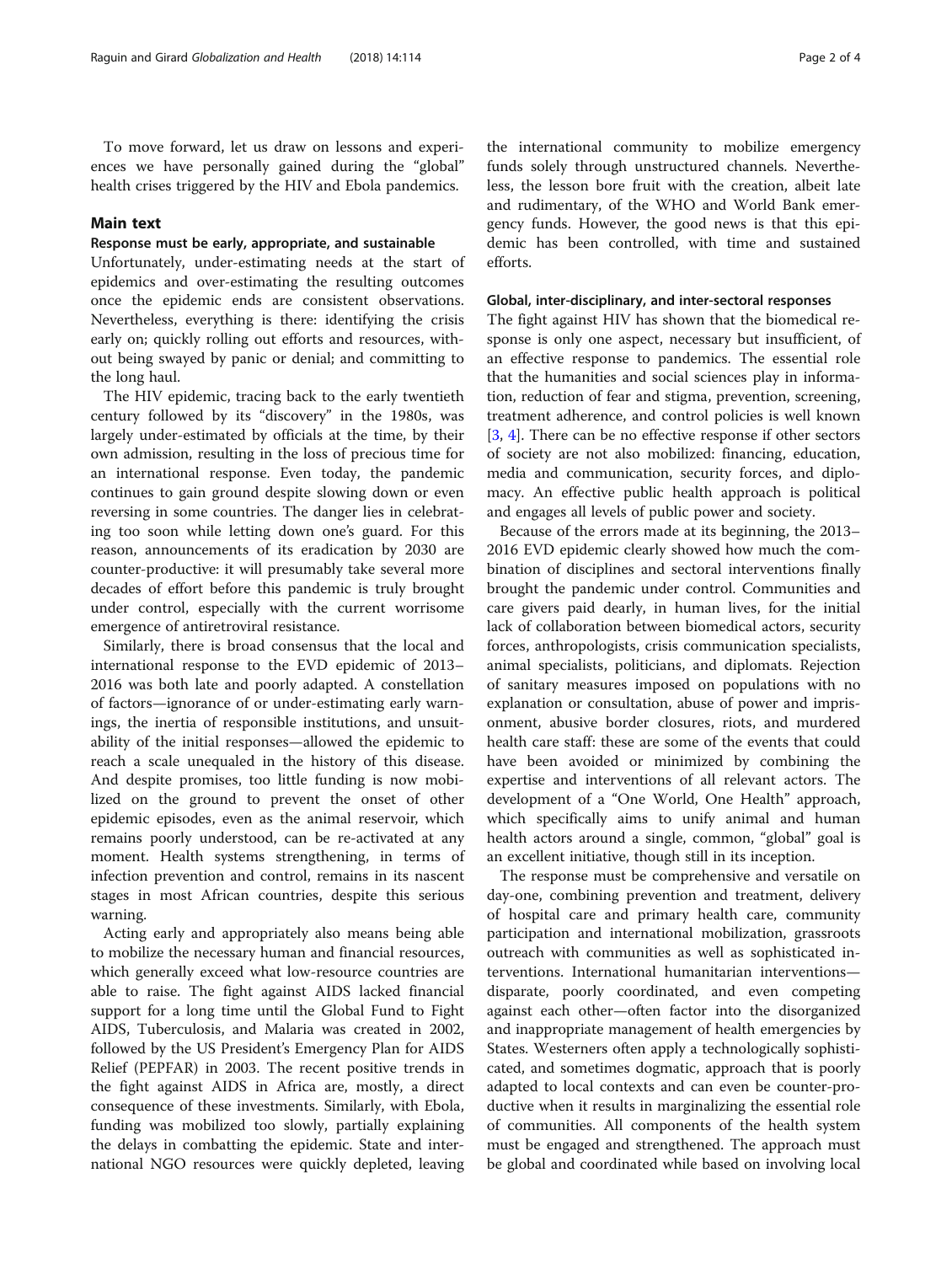To move forward, let us draw on lessons and experiences we have personally gained during the "global" health crises triggered by the HIV and Ebola pandemics.

## Main text

### Response must be early, appropriate, and sustainable

Unfortunately, under-estimating needs at the start of epidemics and over-estimating the resulting outcomes once the epidemic ends are consistent observations. Nevertheless, everything is there: identifying the crisis early on; quickly rolling out efforts and resources, without being swayed by panic or denial; and committing to the long haul.

The HIV epidemic, tracing back to the early twentieth century followed by its "discovery" in the 1980s, was largely under-estimated by officials at the time, by their own admission, resulting in the loss of precious time for an international response. Even today, the pandemic continues to gain ground despite slowing down or even reversing in some countries. The danger lies in celebrating too soon while letting down one's guard. For this reason, announcements of its eradication by 2030 are counter-productive: it will presumably take several more decades of effort before this pandemic is truly brought under control, especially with the current worrisome emergence of antiretroviral resistance.

Similarly, there is broad consensus that the local and international response to the EVD epidemic of 2013–2016 was both late and poorly adapted. A constellation of factors—ignorance of or under-estimating early warnings, the inertia of responsible institutions, and unsuitability of the initial responses—allowed the epidemic to reach a scale unequaled in the history of this disease. And despite promises, too little funding is now mobilized on the ground to prevent the onset of other epidemic episodes, even as the animal reservoir, which remains poorly understood, can be re-activated at any moment. Health systems strengthening, in terms of infection prevention and control, remains in its nascent stages in most African countries, despite this serious warning.

Acting early and appropriately also means being able to mobilize the necessary human and financial resources, which generally exceed what low-resource countries are able to raise. The fight against AIDS lacked financial support for a long time until the Global Fund to Fight AIDS, Tuberculosis, and Malaria was created in 2002, followed by the US President's Emergency Plan for AIDS Relief (PEPFAR) in 2003. The recent positive trends in the fight against AIDS in Africa are, mostly, a direct consequence of these investments. Similarly, with Ebola, funding was mobilized too slowly, partially explaining the delays in combatting the epidemic. State and international NGO resources were quickly depleted, leaving the international community to mobilize emergency funds solely through unstructured channels. Nevertheless, the lesson bore fruit with the creation, albeit late and rudimentary, of the WHO and World Bank emergency funds. However, the good news is that this epidemic has been controlled, with time and sustained efforts.

### Global, inter-disciplinary, and inter-sectoral responses

The fight against HIV has shown that the biomedical response is only one aspect, necessary but insufficient, of an effective response to pandemics. The essential role that the humanities and social sciences play in information, reduction of fear and stigma, prevention, screening, treatment adherence, and control policies is well known [3, 4]. There can be no effective response if other sectors of society are not also mobilized: financing, education, media and communication, security forces, and diplomacy. An effective public health approach is political and engages all levels of public power and society.

Because of the errors made at its beginning, the 2013–2016 EVD epidemic clearly showed how much the combination of disciplines and sectoral interventions finally brought the pandemic under control. Communities and care givers paid dearly, in human lives, for the initial lack of collaboration between biomedical actors, security forces, anthropologists, crisis communication specialists, animal specialists, politicians, and diplomats. Rejection of sanitary measures imposed on populations with no explanation or consultation, abuse of power and imprisonment, abusive border closures, riots, and murdered health care staff: these are some of the events that could have been avoided or minimized by combining the expertise and interventions of all relevant actors. The development of a "One World, One Health" approach, which specifically aims to unify animal and human health actors around a single, common, "global" goal is an excellent initiative, though still in its inception.

The response must be comprehensive and versatile on day-one, combining prevention and treatment, delivery of hospital care and primary health care, community participation and international mobilization, grassroots outreach with communities as well as sophisticated interventions. International humanitarian interventions—disparate, poorly coordinated, and even competing against each other—often factor into the disorganized and inappropriate management of health emergencies by States. Westerners often apply a technologically sophisticated, and sometimes dogmatic, approach that is poorly adapted to local contexts and can even be counter-productive when it results in marginalizing the essential role of communities. All components of the health system must be engaged and strengthened. The approach must be global and coordinated while based on involving local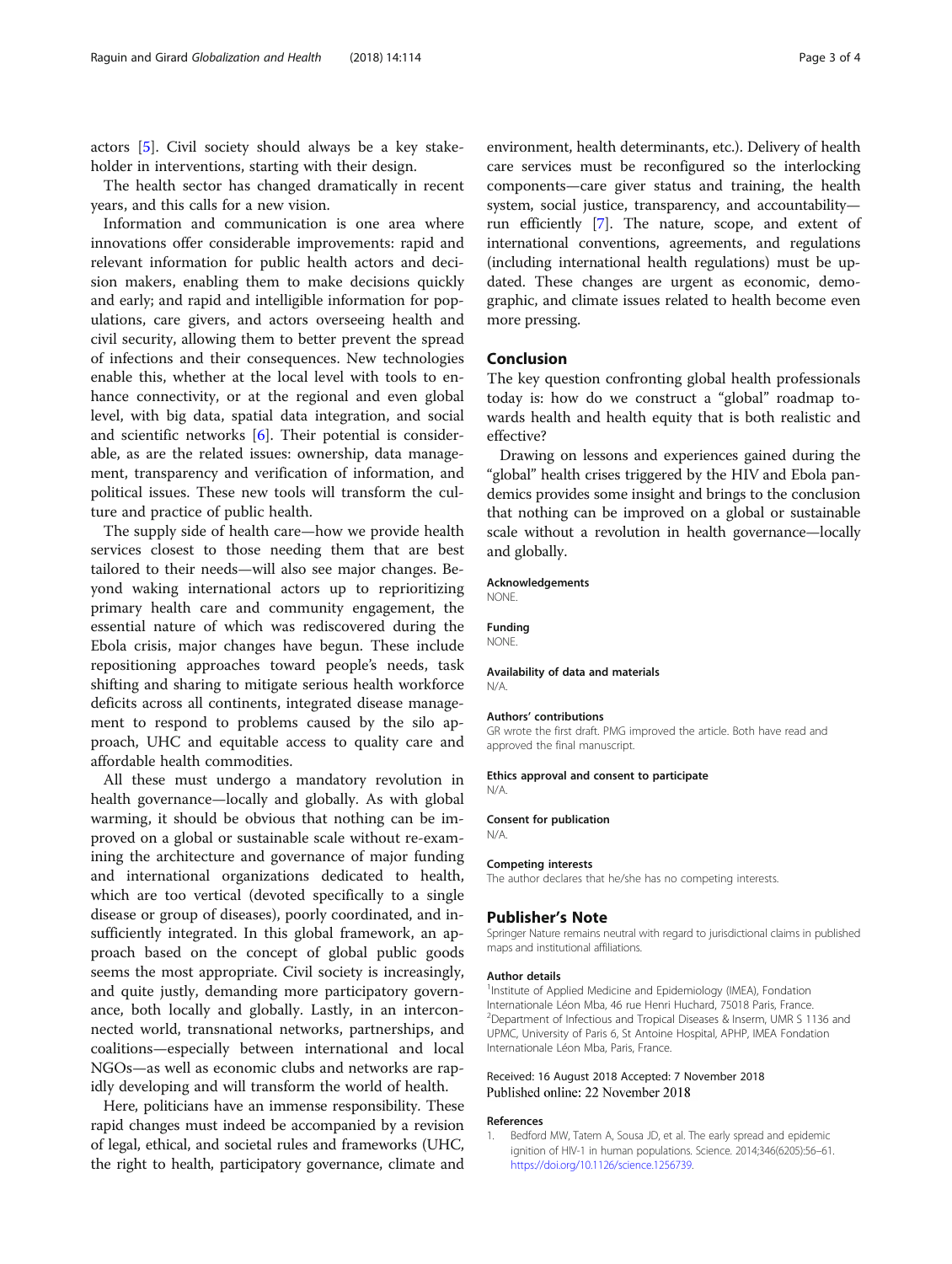actors [5]. Civil society should always be a key stakeholder in interventions, starting with their design.

The health sector has changed dramatically in recent years, and this calls for a new vision.

Information and communication is one area where innovations offer considerable improvements: rapid and relevant information for public health actors and decision makers, enabling them to make decisions quickly and early; and rapid and intelligible information for populations, care givers, and actors overseeing health and civil security, allowing them to better prevent the spread of infections and their consequences. New technologies enable this, whether at the local level with tools to enhance connectivity, or at the regional and even global level, with big data, spatial data integration, and social and scientific networks [6]. Their potential is considerable, as are the related issues: ownership, data management, transparency and verification of information, and political issues. These new tools will transform the culture and practice of public health.

The supply side of health care—how we provide health services closest to those needing them that are best tailored to their needs—will also see major changes. Beyond waking international actors up to reprioritizing primary health care and community engagement, the essential nature of which was rediscovered during the Ebola crisis, major changes have begun. These include repositioning approaches toward people's needs, task shifting and sharing to mitigate serious health workforce deficits across all continents, integrated disease management to respond to problems caused by the silo approach, UHC and equitable access to quality care and affordable health commodities.

All these must undergo a mandatory revolution in health governance—locally and globally. As with global warming, it should be obvious that nothing can be improved on a global or sustainable scale without re-examining the architecture and governance of major funding and international organizations dedicated to health, which are too vertical (devoted specifically to a single disease or group of diseases), poorly coordinated, and insufficiently integrated. In this global framework, an approach based on the concept of global public goods seems the most appropriate. Civil society is increasingly, and quite justly, demanding more participatory governance, both locally and globally. Lastly, in an interconnected world, transnational networks, partnerships, and coalitions—especially between international and local NGOs—as well as economic clubs and networks are rapidly developing and will transform the world of health.

Here, politicians have an immense responsibility. These rapid changes must indeed be accompanied by a revision of legal, ethical, and societal rules and frameworks (UHC, the right to health, participatory governance, climate and environment, health determinants, etc.). Delivery of health care services must be reconfigured so the interlocking components—care giver status and training, the health system, social justice, transparency, and accountability—run efficiently [7]. The nature, scope, and extent of international conventions, agreements, and regulations (including international health regulations) must be updated. These changes are urgent as economic, demographic, and climate issues related to health become even more pressing.

## Conclusion

The key question confronting global health professionals today is: how do we construct a "global" roadmap towards health and health equity that is both realistic and effective?

Drawing on lessons and experiences gained during the "global" health crises triggered by the HIV and Ebola pandemics provides some insight and brings to the conclusion that nothing can be improved on a global or sustainable scale without a revolution in health governance—locally and globally.

### Acknowledgements

NONE.

### Funding

NONE.

### Availability of data and materials

N/A.

### Authors' contributions

GR wrote the first draft. PMG improved the article. Both have read and approved the final manuscript.

### Ethics approval and consent to participate

N/A.

### Consent for publication

N/A.

### Competing interests

The author declares that he/she has no competing interests.

## Publisher's Note

Springer Nature remains neutral with regard to jurisdictional claims in published maps and institutional affiliations.

### Author details

[1]Institute of Applied Medicine and Epidemiology (IMEA), Fondation Internationale Léon Mba, 46 rue Henri Huchard, 75018 Paris, France. [2]Department of Infectious and Tropical Diseases & Inserm, UMR S 1136 and UPMC, University of Paris 6, St Antoine Hospital, APHP, IMEA Fondation Internationale Léon Mba, Paris, France.

Received: 16 August 2018 Accepted: 7 November 2018
Published online: 22 November 2018

### References

1. Bedford MW, Tatem A, Sousa JD, et al. The early spread and epidemic ignition of HIV-1 in human populations. Science. 2014;346(6205):56–61. https://doi.org/10.1126/science.1256739.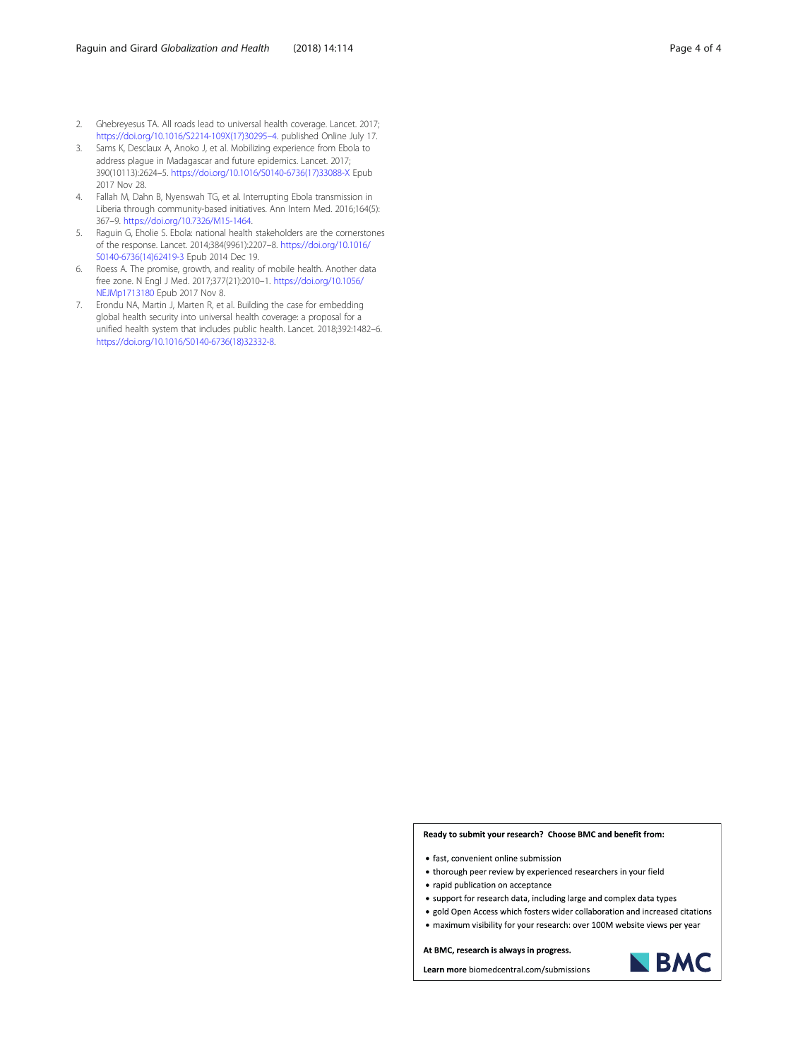2. Ghebreyesus TA. All roads lead to universal health coverage. Lancet. 2017; https://doi.org/10.1016/S2214-109X(17)30295–4. published Online July 17.
3. Sams K, Desclaux A, Anoko J, et al. Mobilizing experience from Ebola to address plague in Madagascar and future epidemics. Lancet. 2017; 390(10113):2624–5. https://doi.org/10.1016/S0140-6736(17)33088-X Epub 2017 Nov 28.
4. Fallah M, Dahn B, Nyenswah TG, et al. Interrupting Ebola transmission in Liberia through community-based initiatives. Ann Intern Med. 2016;164(5): 367–9. https://doi.org/10.7326/M15-1464.
5. Raguin G, Eholie S. Ebola: national health stakeholders are the cornerstones of the response. Lancet. 2014;384(9961):2207–8. https://doi.org/10.1016/S0140-6736(14)62419-3 Epub 2014 Dec 19.
6. Roess A. The promise, growth, and reality of mobile health. Another data free zone. N Engl J Med. 2017;377(21):2010–1. https://doi.org/10.1056/NEJMp1713180 Epub 2017 Nov 8.
7. Erondu NA, Martin J, Marten R, et al. Building the case for embedding global health security into universal health coverage: a proposal for a unified health system that includes public health. Lancet. 2018;392:1482–6. https://doi.org/10.1016/S0140-6736(18)32332-8.

**Ready to submit your research? Choose BMC and benefit from:**

- fast, convenient online submission
- thorough peer review by experienced researchers in your field
- rapid publication on acceptance
- support for research data, including large and complex data types
- gold Open Access which fosters wider collaboration and increased citations
- maximum visibility for your research: over 100M website views per year

**At BMC, research is always in progress.**

**Learn more** biomedcentral.com/submissions

BMC